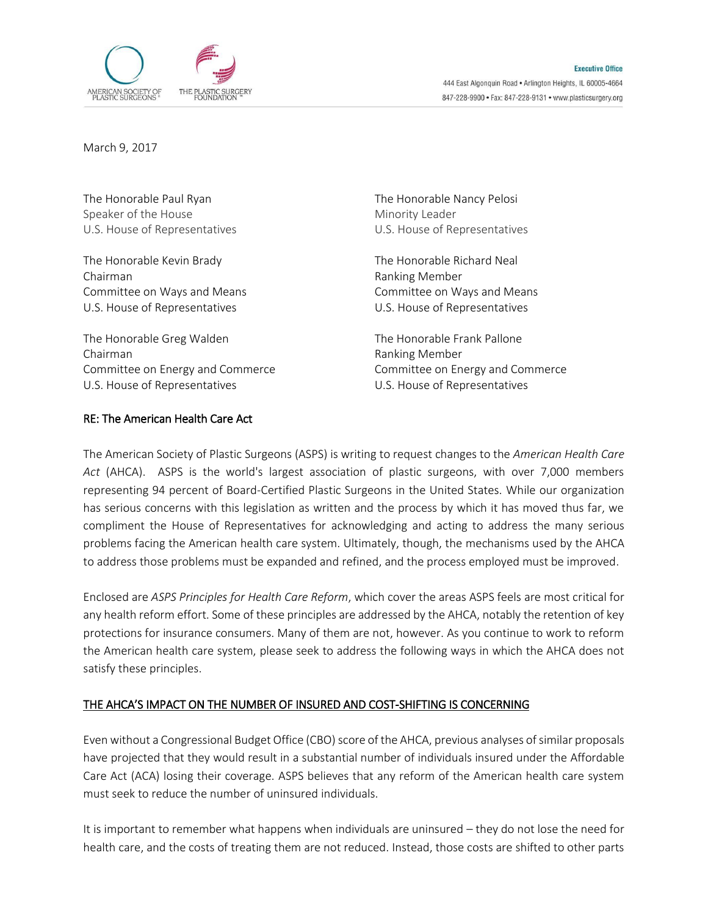AMERICAN SOCIETY OF PLASTIC SURGEONS® THE PLASTIC SURGERY FOUNDATION™

**Executive Office**
444 East Algonquin Road • Arlington Heights, IL 60005-4664
847-228-9900 • Fax: 847-228-9131 • www.plasticsurgery.org

March 9, 2017

The Honorable Paul Ryan
Speaker of the House
U.S. House of Representatives

The Honorable Nancy Pelosi
Minority Leader
U.S. House of Representatives

The Honorable Kevin Brady
Chairman
Committee on Ways and Means
U.S. House of Representatives

The Honorable Richard Neal
Ranking Member
Committee on Ways and Means
U.S. House of Representatives

The Honorable Greg Walden
Chairman
Committee on Energy and Commerce
U.S. House of Representatives

The Honorable Frank Pallone
Ranking Member
Committee on Energy and Commerce
U.S. House of Representatives

RE: The American Health Care Act

The American Society of Plastic Surgeons (ASPS) is writing to request changes to the *American Health Care Act* (AHCA). ASPS is the world's largest association of plastic surgeons, with over 7,000 members representing 94 percent of Board-Certified Plastic Surgeons in the United States. While our organization has serious concerns with this legislation as written and the process by which it has moved thus far, we compliment the House of Representatives for acknowledging and acting to address the many serious problems facing the American health care system. Ultimately, though, the mechanisms used by the AHCA to address those problems must be expanded and refined, and the process employed must be improved.

Enclosed are *ASPS Principles for Health Care Reform*, which cover the areas ASPS feels are most critical for any health reform effort. Some of these principles are addressed by the AHCA, notably the retention of key protections for insurance consumers. Many of them are not, however. As you continue to work to reform the American health care system, please seek to address the following ways in which the AHCA does not satisfy these principles.

## THE AHCA'S IMPACT ON THE NUMBER OF INSURED AND COST-SHIFTING IS CONCERNING

Even without a Congressional Budget Office (CBO) score of the AHCA, previous analyses of similar proposals have projected that they would result in a substantial number of individuals insured under the Affordable Care Act (ACA) losing their coverage. ASPS believes that any reform of the American health care system must seek to reduce the number of uninsured individuals.

It is important to remember what happens when individuals are uninsured – they do not lose the need for health care, and the costs of treating them are not reduced. Instead, those costs are shifted to other parts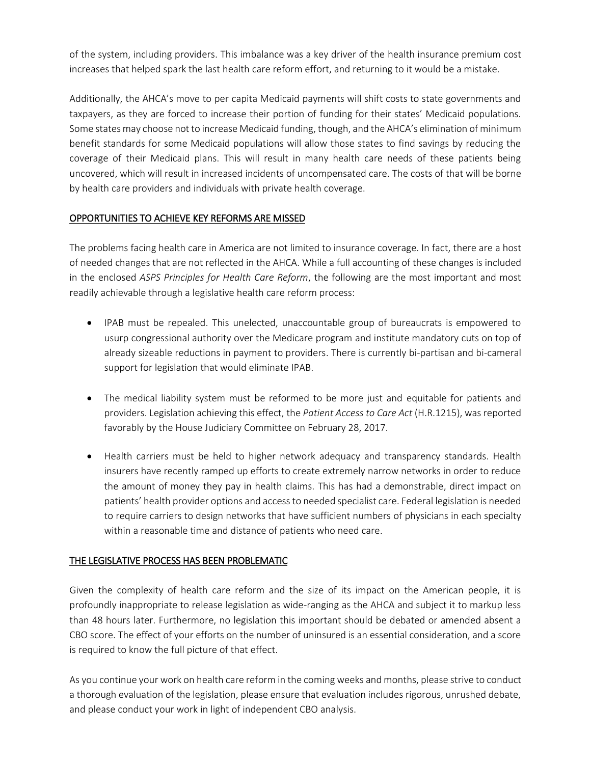of the system, including providers. This imbalance was a key driver of the health insurance premium cost increases that helped spark the last health care reform effort, and returning to it would be a mistake.

Additionally, the AHCA's move to per capita Medicaid payments will shift costs to state governments and taxpayers, as they are forced to increase their portion of funding for their states' Medicaid populations. Some states may choose not to increase Medicaid funding, though, and the AHCA's elimination of minimum benefit standards for some Medicaid populations will allow those states to find savings by reducing the coverage of their Medicaid plans. This will result in many health care needs of these patients being uncovered, which will result in increased incidents of uncompensated care. The costs of that will be borne by health care providers and individuals with private health coverage.

## OPPORTUNITIES TO ACHIEVE KEY REFORMS ARE MISSED

The problems facing health care in America are not limited to insurance coverage. In fact, there are a host of needed changes that are not reflected in the AHCA. While a full accounting of these changes is included in the enclosed *ASPS Principles for Health Care Reform*, the following are the most important and most readily achievable through a legislative health care reform process:

- IPAB must be repealed. This unelected, unaccountable group of bureaucrats is empowered to usurp congressional authority over the Medicare program and institute mandatory cuts on top of already sizeable reductions in payment to providers. There is currently bi-partisan and bi-cameral support for legislation that would eliminate IPAB.

- The medical liability system must be reformed to be more just and equitable for patients and providers. Legislation achieving this effect, the *Patient Access to Care Act* (H.R.1215), was reported favorably by the House Judiciary Committee on February 28, 2017.

- Health carriers must be held to higher network adequacy and transparency standards. Health insurers have recently ramped up efforts to create extremely narrow networks in order to reduce the amount of money they pay in health claims. This has had a demonstrable, direct impact on patients' health provider options and access to needed specialist care. Federal legislation is needed to require carriers to design networks that have sufficient numbers of physicians in each specialty within a reasonable time and distance of patients who need care.

## THE LEGISLATIVE PROCESS HAS BEEN PROBLEMATIC

Given the complexity of health care reform and the size of its impact on the American people, it is profoundly inappropriate to release legislation as wide-ranging as the AHCA and subject it to markup less than 48 hours later. Furthermore, no legislation this important should be debated or amended absent a CBO score. The effect of your efforts on the number of uninsured is an essential consideration, and a score is required to know the full picture of that effect.

As you continue your work on health care reform in the coming weeks and months, please strive to conduct a thorough evaluation of the legislation, please ensure that evaluation includes rigorous, unrushed debate, and please conduct your work in light of independent CBO analysis.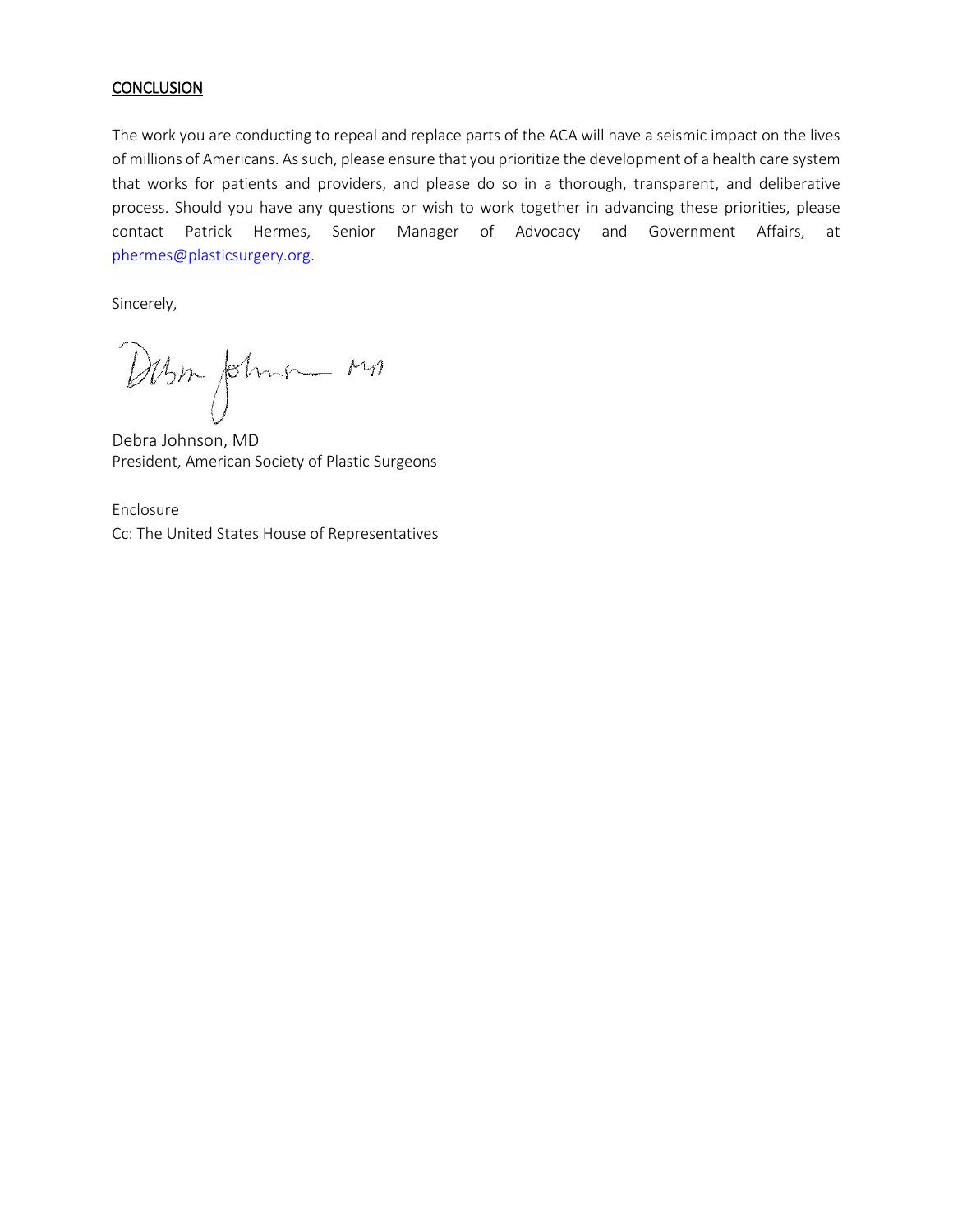## CONCLUSION

The work you are conducting to repeal and replace parts of the ACA will have a seismic impact on the lives of millions of Americans. As such, please ensure that you prioritize the development of a health care system that works for patients and providers, and please do so in a thorough, transparent, and deliberative process. Should you have any questions or wish to work together in advancing these priorities, please contact Patrick Hermes, Senior Manager of Advocacy and Government Affairs, at phermes@plasticsurgery.org.

Sincerely,

Debra Johnson, MD
President, American Society of Plastic Surgeons

Enclosure
Cc: The United States House of Representatives